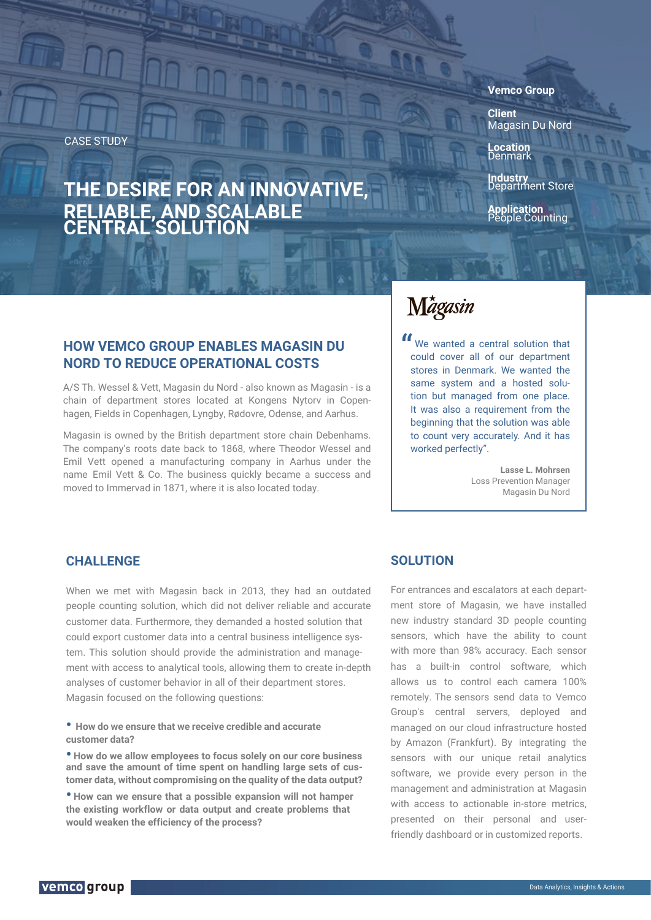CASE STUDY

# THE DESIRE FOR AN INNOVATIVE, RELIABLE, AND SCALABLE CENTRAL SOLUTION

**Vemco Group**

**Client**
Magasin Du Nord

**Location**
Denmark

**Industry**
Department Store

**Application**
People Counting

## HOW VEMCO GROUP ENABLES MAGASIN DU NORD TO REDUCE OPERATIONAL COSTS

A/S Th. Wessel & Vett, Magasin du Nord - also known as Magasin - is a chain of department stores located at Kongens Nytorv in Copenhagen, Fields in Copenhagen, Lyngby, Rødovre, Odense, and Aarhus.

Magasin is owned by the British department store chain Debenhams. The company's roots date back to 1868, where Theodor Wessel and Emil Vett opened a manufacturing company in Aarhus under the name Emil Vett & Co. The business quickly became a success and moved to Immervad in 1871, where it is also located today.

Magasin

> "We wanted a central solution that could cover all of our department stores in Denmark. We wanted the same system and a hosted solution but managed from one place. It was also a requirement from the beginning that the solution was able to count very accurately. And it has worked perfectly".
>
> **Lasse L. Mohrsen**
> Loss Prevention Manager
> Magasin Du Nord

## CHALLENGE

When we met with Magasin back in 2013, they had an outdated people counting solution, which did not deliver reliable and accurate customer data. Furthermore, they demanded a hosted solution that could export customer data into a central business intelligence system. This solution should provide the administration and management with access to analytical tools, allowing them to create in-depth analyses of customer behavior in all of their department stores.
Magasin focused on the following questions:

- **How do we ensure that we receive credible and accurate customer data?**
- **How do we allow employees to focus solely on our core business and save the amount of time spent on handling large sets of customer data, without compromising on the quality of the data output?**
- **How can we ensure that a possible expansion will not hamper the existing workflow or data output and create problems that would weaken the efficiency of the process?**

## SOLUTION

For entrances and escalators at each department store of Magasin, we have installed new industry standard 3D people counting sensors, which have the ability to count with more than 98% accuracy. Each sensor has a built-in control software, which allows us to control each camera 100% remotely. The sensors send data to Vemco Group's central servers, deployed and managed on our cloud infrastructure hosted by Amazon (Frankfurt). By integrating the sensors with our unique retail analytics software, we provide every person in the management and administration at Magasin with access to actionable in-store metrics, presented on their personal and user-friendly dashboard or in customized reports.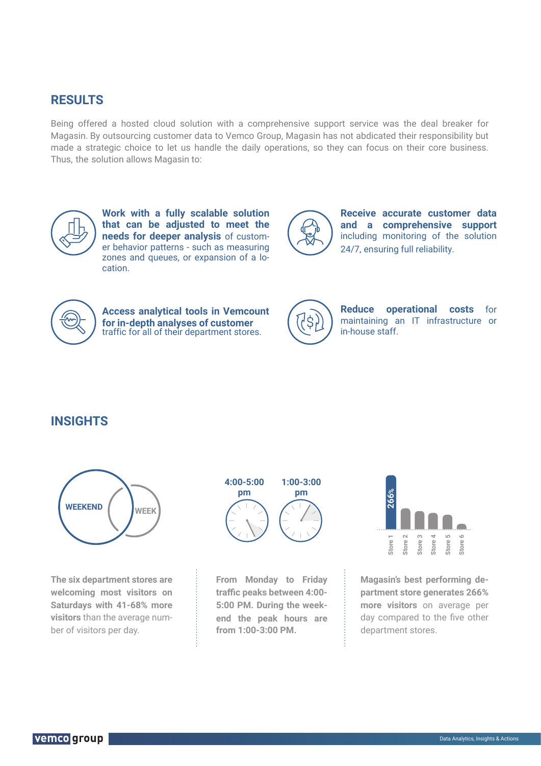## RESULTS

Being offered a hosted cloud solution with a comprehensive support service was the deal breaker for Magasin. By outsourcing customer data to Vemco Group, Magasin has not abdicated their responsibility but made a strategic choice to let us handle the daily operations, so they can focus on their core business. Thus, the solution allows Magasin to:

**Work with a fully scalable solution that can be adjusted to meet the needs for deeper analysis** of customer behavior patterns - such as measuring zones and queues, or expansion of a location.

**Receive accurate customer data and a comprehensive support** including monitoring of the solution 24/7, ensuring full reliability.

**Access analytical tools in Vemcount for in-depth analyses of customer** traffic for all of their department stores.

**Reduce operational costs** for maintaining an IT infrastructure or in-house staff.

## INSIGHTS

WEEKEND

WEEK

4:00-5:00 pm

1:00-3:00 pm

266%

Store 1, Store 2, Store 3, Store 4, Store 5, Store 6

**The six department stores are welcoming most visitors on Saturdays with 41-68% more visitors** than the average number of visitors per day.

**From Monday to Friday traffic peaks between 4:00-5:00 PM. During the weekend the peak hours are from 1:00-3:00 PM.**

**Magasin's best performing department store generates 266% more visitors** on average per day compared to the five other department stores.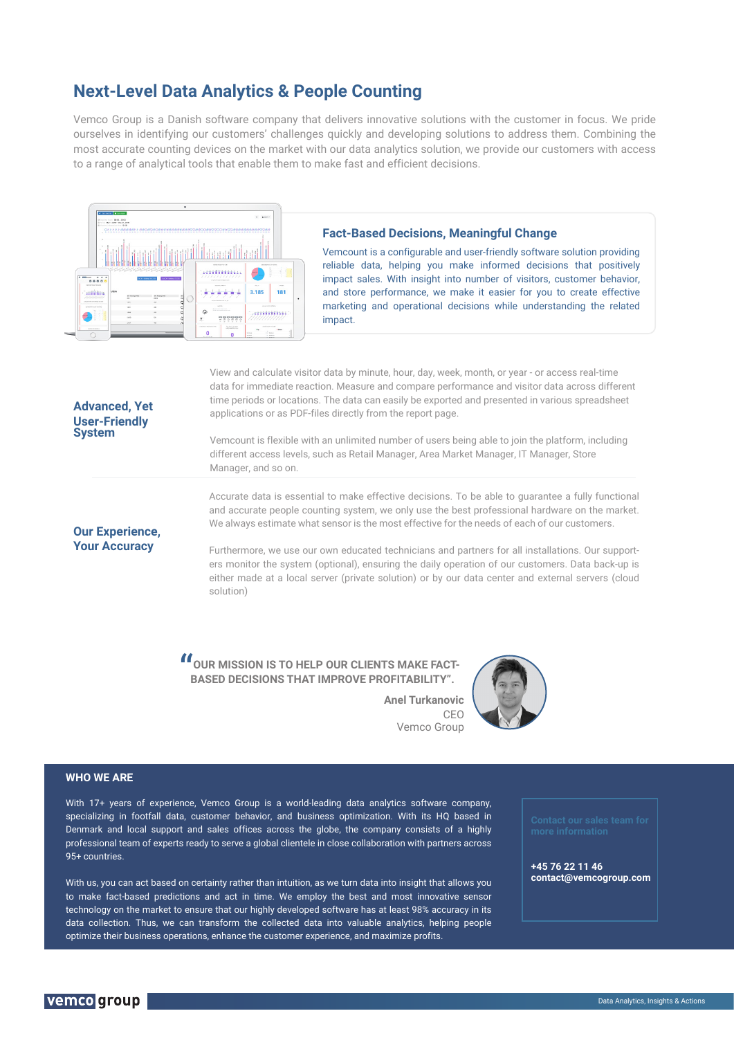## Next-Level Data Analytics & People Counting

Vemco Group is a Danish software company that delivers innovative solutions with the customer in focus. We pride ourselves in identifying our customers' challenges quickly and developing solutions to address them. Combining the most accurate counting devices on the market with our data analytics solution, we provide our customers with access to a range of analytical tools that enable them to make fast and efficient decisions.

### Fact-Based Decisions, Meaningful Change

Vemcount is a configurable and user-friendly software solution providing reliable data, helping you make informed decisions that positively impact sales. With insight into number of visitors, customer behavior, and store performance, we make it easier for you to create effective marketing and operational decisions while understanding the related impact.

### Advanced, Yet User-Friendly System

View and calculate visitor data by minute, hour, day, week, month, or year - or access real-time data for immediate reaction. Measure and compare performance and visitor data across different time periods or locations. The data can easily be exported and presented in various spreadsheet applications or as PDF-files directly from the report page.

Vemcount is flexible with an unlimited number of users being able to join the platform, including different access levels, such as Retail Manager, Area Market Manager, IT Manager, Store Manager, and so on.

### Our Experience, Your Accuracy

Accurate data is essential to make effective decisions. To be able to guarantee a fully functional and accurate people counting system, we only use the best professional hardware on the market. We always estimate what sensor is the most effective for the needs of each of our customers.

Furthermore, we use our own educated technicians and partners for all installations. Our supporters monitor the system (optional), ensuring the daily operation of our customers. Data back-up is either made at a local server (private solution) or by our data center and external servers (cloud solution)

> "OUR MISSION IS TO HELP OUR CLIENTS MAKE FACT-BASED DECISIONS THAT IMPROVE PROFITABILITY".
>
> **Anel Turkanovic**
> CEO
> Vemco Group

### WHO WE ARE

With 17+ years of experience, Vemco Group is a world-leading data analytics software company, specializing in footfall data, customer behavior, and business optimization. With its HQ based in Denmark and local support and sales offices across the globe, the company consists of a highly professional team of experts ready to serve a global clientele in close collaboration with partners across 95+ countries.

With us, you can act based on certainty rather than intuition, as we turn data into insight that allows you to make fact-based predictions and act in time. We employ the best and most innovative sensor technology on the market to ensure that our highly developed software has at least 98% accuracy in its data collection. Thus, we can transform the collected data into valuable analytics, helping people optimize their business operations, enhance the customer experience, and maximize profits.

**Contact our sales team for more information**

**+45 76 22 11 46**
**contact@vemcogroup.com**

vemcogroup

Data Analytics, Insights & Actions